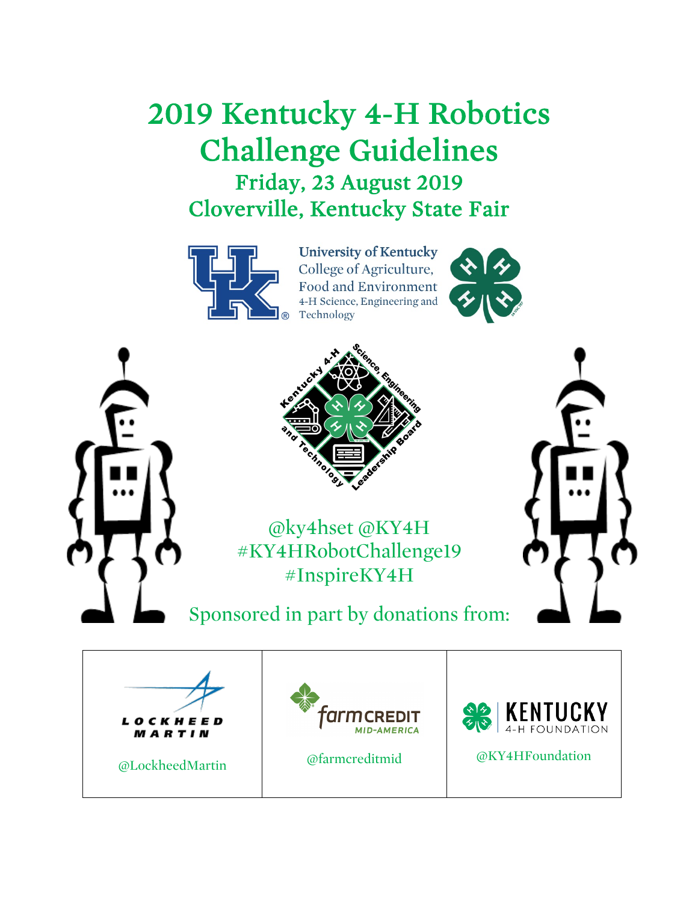# 2019 Kentucky 4-H Robotics Challenge Guidelines

## Friday, 23 August 2019
## Cloverville, Kentucky State Fair

University of Kentucky
College of Agriculture, Food and Environment
4-H Science, Engineering and Technology

Kentucky 4-H Science, Engineering and Technology Leadership Board

@ky4hset @KY4H
#KY4HRobotChallenge19
#InspireKY4H

Sponsored in part by donations from:

| LOCKHEED MARTIN | farm CREDIT MID-AMERICA | KENTUCKY 4-H FOUNDATION |
| --- | --- | --- |
| @LockheedMartin | @farmcreditmid | @KY4HFoundation |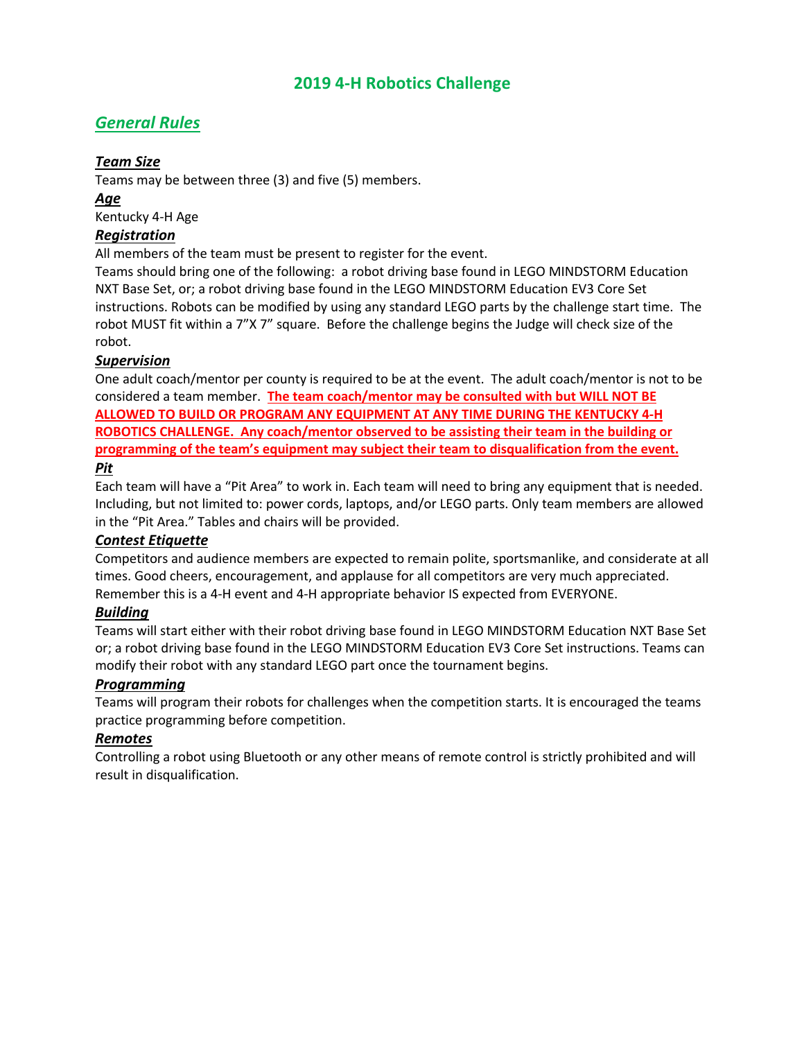# 2019 4-H Robotics Challenge

## *General Rules*

### *Team Size*

Teams may be between three (3) and five (5) members.

### *Age*

Kentucky 4-H Age

### *Registration*

All members of the team must be present to register for the event.

Teams should bring one of the following: a robot driving base found in LEGO MINDSTORM Education NXT Base Set, or; a robot driving base found in the LEGO MINDSTORM Education EV3 Core Set instructions. Robots can be modified by using any standard LEGO parts by the challenge start time. The robot MUST fit within a 7"X 7" square. Before the challenge begins the Judge will check size of the robot.

### *Supervision*

One adult coach/mentor per county is required to be at the event. The adult coach/mentor is not to be considered a team member. **The team coach/mentor may be consulted with but WILL NOT BE ALLOWED TO BUILD OR PROGRAM ANY EQUIPMENT AT ANY TIME DURING THE KENTUCKY 4-H ROBOTICS CHALLENGE. Any coach/mentor observed to be assisting their team in the building or programming of the team's equipment may subject their team to disqualification from the event.**

### *Pit*

Each team will have a "Pit Area" to work in. Each team will need to bring any equipment that is needed. Including, but not limited to: power cords, laptops, and/or LEGO parts. Only team members are allowed in the "Pit Area." Tables and chairs will be provided.

### *Contest Etiquette*

Competitors and audience members are expected to remain polite, sportsmanlike, and considerate at all times. Good cheers, encouragement, and applause for all competitors are very much appreciated. Remember this is a 4-H event and 4-H appropriate behavior IS expected from EVERYONE.

### *Building*

Teams will start either with their robot driving base found in LEGO MINDSTORM Education NXT Base Set or; a robot driving base found in the LEGO MINDSTORM Education EV3 Core Set instructions. Teams can modify their robot with any standard LEGO part once the tournament begins.

### *Programming*

Teams will program their robots for challenges when the competition starts. It is encouraged the teams practice programming before competition.

### *Remotes*

Controlling a robot using Bluetooth or any other means of remote control is strictly prohibited and will result in disqualification.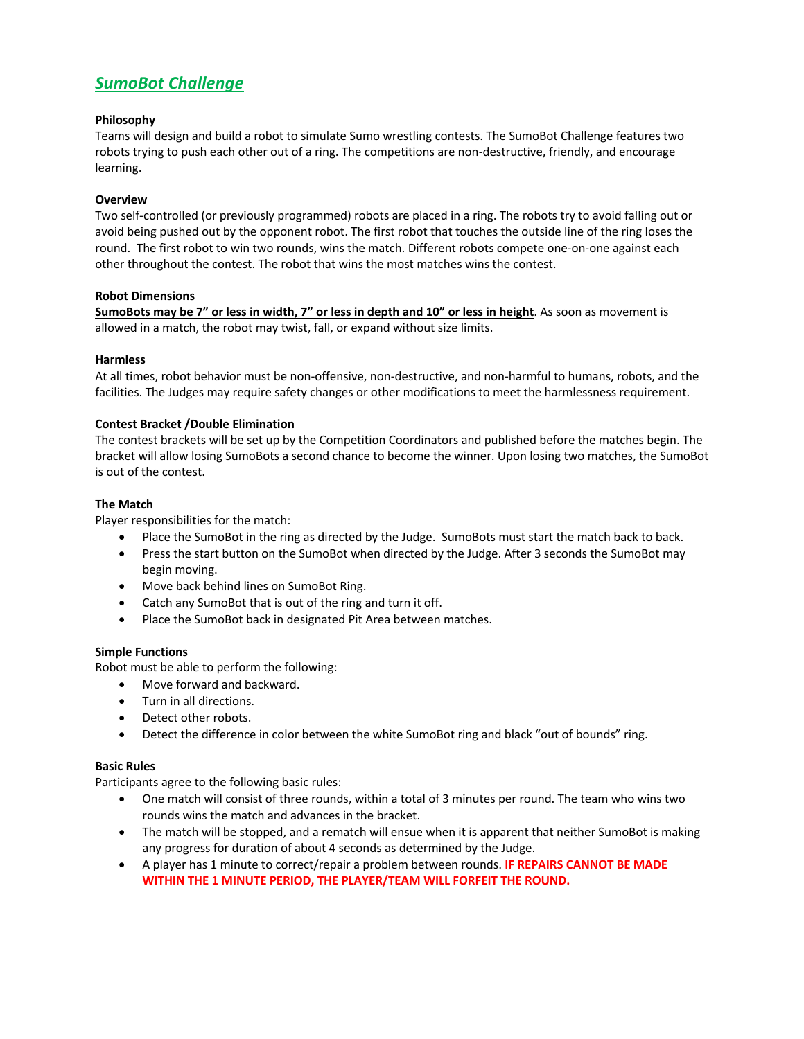## ***SumoBot Challenge***

**Philosophy**
Teams will design and build a robot to simulate Sumo wrestling contests. The SumoBot Challenge features two robots trying to push each other out of a ring. The competitions are non-destructive, friendly, and encourage learning.

**Overview**
Two self-controlled (or previously programmed) robots are placed in a ring. The robots try to avoid falling out or avoid being pushed out by the opponent robot. The first robot that touches the outside line of the ring loses the round. The first robot to win two rounds, wins the match. Different robots compete one-on-one against each other throughout the contest. The robot that wins the most matches wins the contest.

**Robot Dimensions**
**SumoBots may be 7" or less in width, 7" or less in depth and 10" or less in height**. As soon as movement is allowed in a match, the robot may twist, fall, or expand without size limits.

**Harmless**
At all times, robot behavior must be non-offensive, non-destructive, and non-harmful to humans, robots, and the facilities. The Judges may require safety changes or other modifications to meet the harmlessness requirement.

**Contest Bracket /Double Elimination**
The contest brackets will be set up by the Competition Coordinators and published before the matches begin. The bracket will allow losing SumoBots a second chance to become the winner. Upon losing two matches, the SumoBot is out of the contest.

**The Match**
Player responsibilities for the match:

- Place the SumoBot in the ring as directed by the Judge. SumoBots must start the match back to back.
- Press the start button on the SumoBot when directed by the Judge. After 3 seconds the SumoBot may begin moving.
- Move back behind lines on SumoBot Ring.
- Catch any SumoBot that is out of the ring and turn it off.
- Place the SumoBot back in designated Pit Area between matches.

**Simple Functions**
Robot must be able to perform the following:

- Move forward and backward.
- Turn in all directions.
- Detect other robots.
- Detect the difference in color between the white SumoBot ring and black "out of bounds" ring.

**Basic Rules**
Participants agree to the following basic rules:

- One match will consist of three rounds, within a total of 3 minutes per round. The team who wins two rounds wins the match and advances in the bracket.
- The match will be stopped, and a rematch will ensue when it is apparent that neither SumoBot is making any progress for duration of about 4 seconds as determined by the Judge.
- A player has 1 minute to correct/repair a problem between rounds. **IF REPAIRS CANNOT BE MADE WITHIN THE 1 MINUTE PERIOD, THE PLAYER/TEAM WILL FORFEIT THE ROUND.**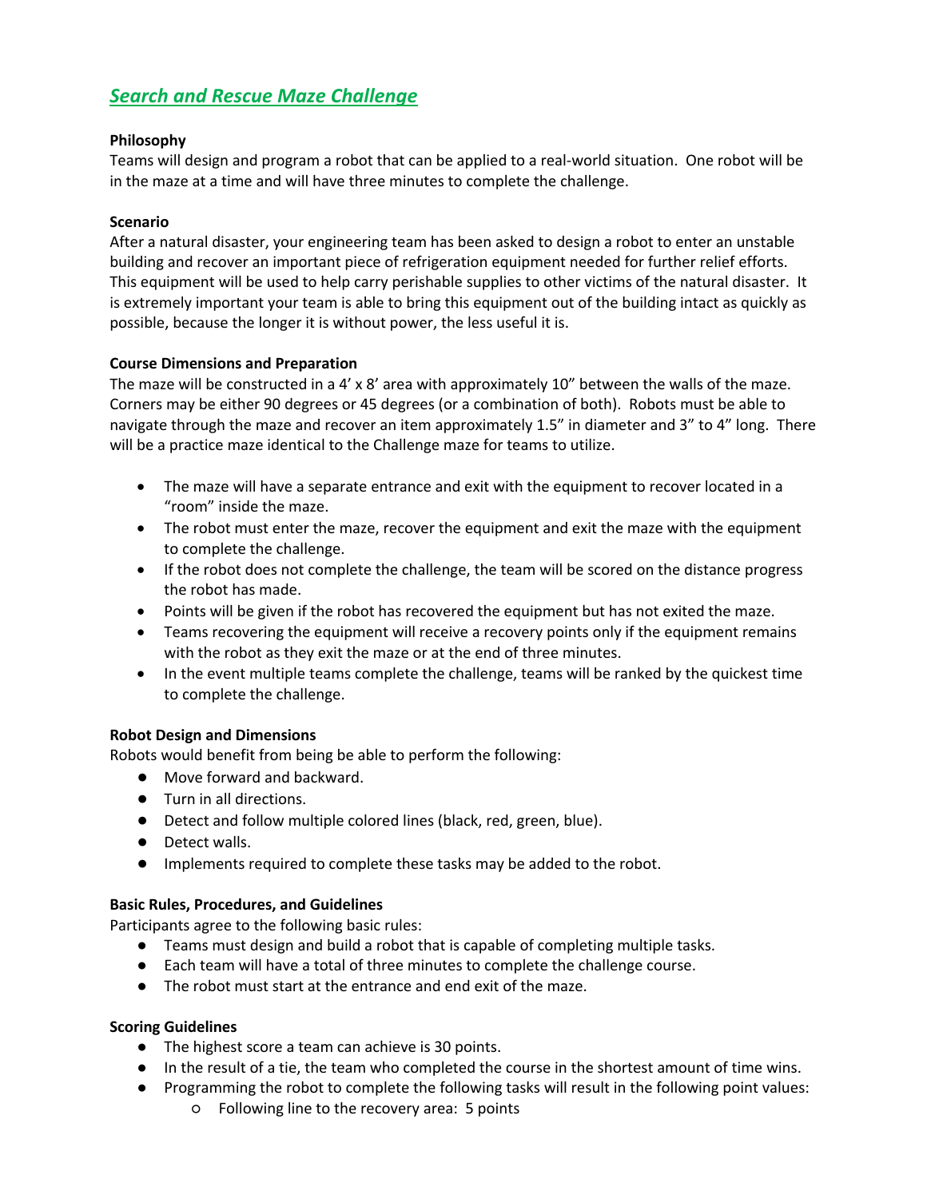## ***Search and Rescue Maze Challenge***

**Philosophy**

Teams will design and program a robot that can be applied to a real-world situation. One robot will be in the maze at a time and will have three minutes to complete the challenge.

**Scenario**

After a natural disaster, your engineering team has been asked to design a robot to enter an unstable building and recover an important piece of refrigeration equipment needed for further relief efforts. This equipment will be used to help carry perishable supplies to other victims of the natural disaster. It is extremely important your team is able to bring this equipment out of the building intact as quickly as possible, because the longer it is without power, the less useful it is.

**Course Dimensions and Preparation**

The maze will be constructed in a 4' x 8' area with approximately 10" between the walls of the maze. Corners may be either 90 degrees or 45 degrees (or a combination of both). Robots must be able to navigate through the maze and recover an item approximately 1.5" in diameter and 3" to 4" long. There will be a practice maze identical to the Challenge maze for teams to utilize.

- The maze will have a separate entrance and exit with the equipment to recover located in a "room" inside the maze.
- The robot must enter the maze, recover the equipment and exit the maze with the equipment to complete the challenge.
- If the robot does not complete the challenge, the team will be scored on the distance progress the robot has made.
- Points will be given if the robot has recovered the equipment but has not exited the maze.
- Teams recovering the equipment will receive a recovery points only if the equipment remains with the robot as they exit the maze or at the end of three minutes.
- In the event multiple teams complete the challenge, teams will be ranked by the quickest time to complete the challenge.

**Robot Design and Dimensions**

Robots would benefit from being be able to perform the following:

- Move forward and backward.
- Turn in all directions.
- Detect and follow multiple colored lines (black, red, green, blue).
- Detect walls.
- Implements required to complete these tasks may be added to the robot.

**Basic Rules, Procedures, and Guidelines**

Participants agree to the following basic rules:

- Teams must design and build a robot that is capable of completing multiple tasks.
- Each team will have a total of three minutes to complete the challenge course.
- The robot must start at the entrance and end exit of the maze.

**Scoring Guidelines**

- The highest score a team can achieve is 30 points.
- In the result of a tie, the team who completed the course in the shortest amount of time wins.
- Programming the robot to complete the following tasks will result in the following point values:
    - Following line to the recovery area: 5 points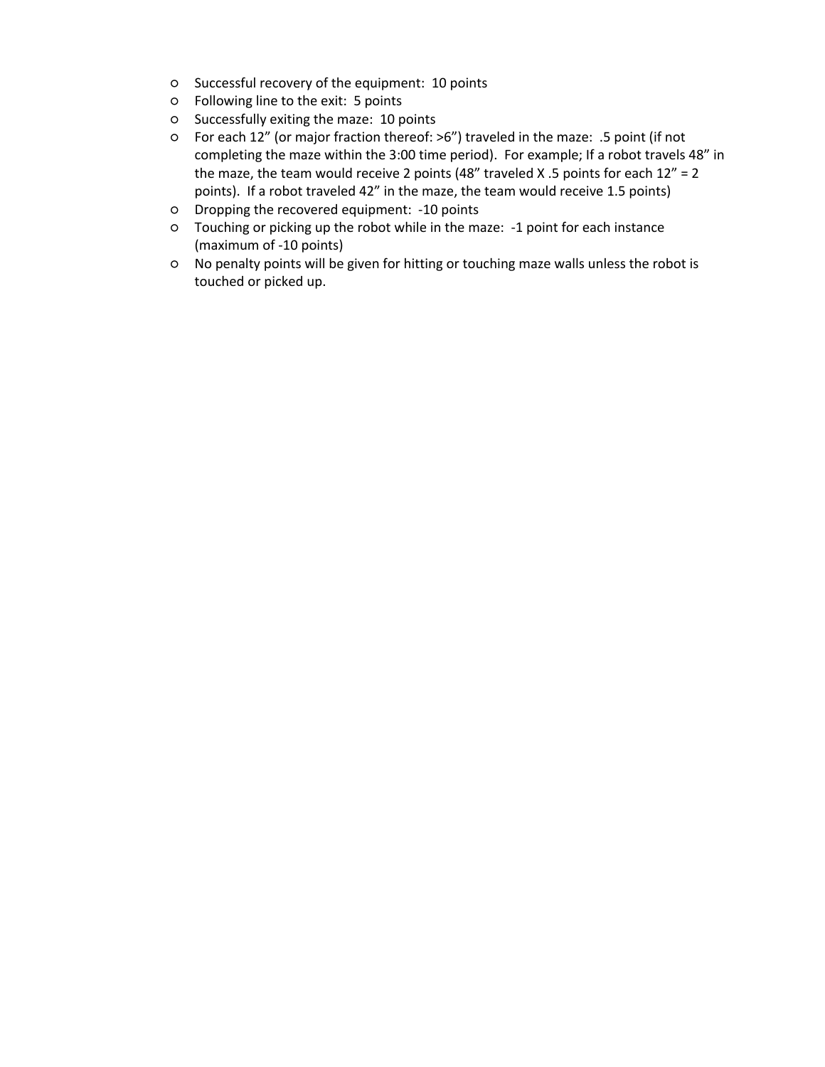- Successful recovery of the equipment:  10 points
- Following line to the exit:  5 points
- Successfully exiting the maze:  10 points
- For each 12" (or major fraction thereof: >6") traveled in the maze:  .5 point (if not completing the maze within the 3:00 time period).  For example; If a robot travels 48" in the maze, the team would receive 2 points (48" traveled X .5 points for each 12" = 2 points).  If a robot traveled 42" in the maze, the team would receive 1.5 points)
- Dropping the recovered equipment:  -10 points
- Touching or picking up the robot while in the maze:  -1 point for each instance (maximum of -10 points)
- No penalty points will be given for hitting or touching maze walls unless the robot is touched or picked up.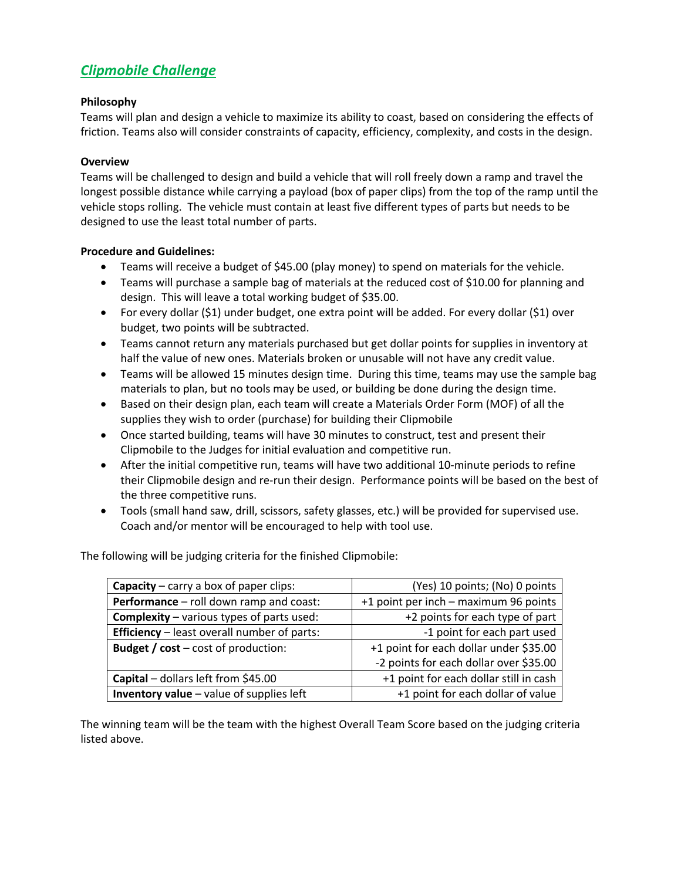## ***Clipmobile Challenge***

**Philosophy**

Teams will plan and design a vehicle to maximize its ability to coast, based on considering the effects of friction. Teams also will consider constraints of capacity, efficiency, complexity, and costs in the design.

**Overview**

Teams will be challenged to design and build a vehicle that will roll freely down a ramp and travel the longest possible distance while carrying a payload (box of paper clips) from the top of the ramp until the vehicle stops rolling. The vehicle must contain at least five different types of parts but needs to be designed to use the least total number of parts.

**Procedure and Guidelines:**

- Teams will receive a budget of $45.00 (play money) to spend on materials for the vehicle.
- Teams will purchase a sample bag of materials at the reduced cost of $10.00 for planning and design. This will leave a total working budget of $35.00.
- For every dollar ($1) under budget, one extra point will be added. For every dollar ($1) over budget, two points will be subtracted.
- Teams cannot return any materials purchased but get dollar points for supplies in inventory at half the value of new ones. Materials broken or unusable will not have any credit value.
- Teams will be allowed 15 minutes design time. During this time, teams may use the sample bag materials to plan, but no tools may be used, or building be done during the design time.
- Based on their design plan, each team will create a Materials Order Form (MOF) of all the supplies they wish to order (purchase) for building their Clipmobile
- Once started building, teams will have 30 minutes to construct, test and present their Clipmobile to the Judges for initial evaluation and competitive run.
- After the initial competitive run, teams will have two additional 10-minute periods to refine their Clipmobile design and re-run their design. Performance points will be based on the best of the three competitive runs.
- Tools (small hand saw, drill, scissors, safety glasses, etc.) will be provided for supervised use. Coach and/or mentor will be encouraged to help with tool use.

The following will be judging criteria for the finished Clipmobile:

| | |
|---|---|
| **Capacity** – carry a box of paper clips: | (Yes) 10 points; (No) 0 points |
| **Performance** – roll down ramp and coast: | +1 point per inch – maximum 96 points |
| **Complexity** – various types of parts used: | +2 points for each type of part |
| **Efficiency** – least overall number of parts: | -1 point for each part used |
| **Budget / cost** – cost of production: | +1 point for each dollar under $35.00<br>-2 points for each dollar over $35.00 |
| **Capital** – dollars left from $45.00 | +1 point for each dollar still in cash |
| **Inventory value** – value of supplies left | +1 point for each dollar of value |

The winning team will be the team with the highest Overall Team Score based on the judging criteria listed above.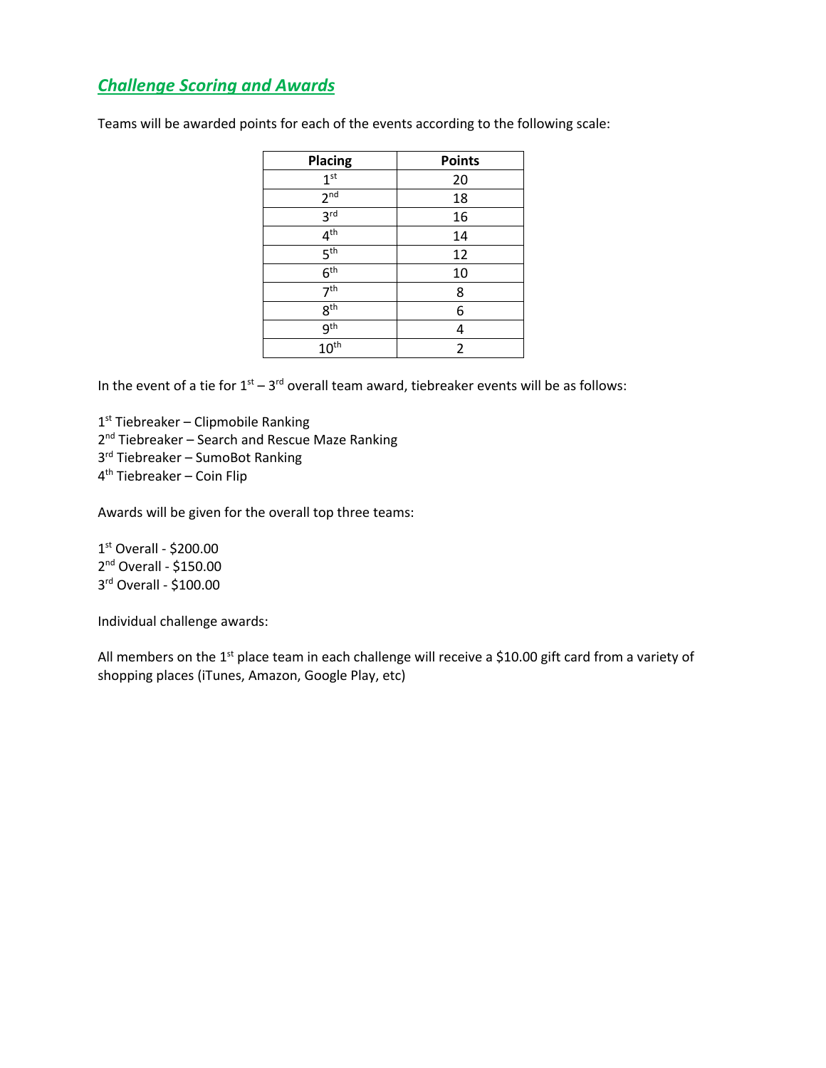## ***Challenge Scoring and Awards***

Teams will be awarded points for each of the events according to the following scale:

| Placing | Points |
|---|---|
| 1st | 20 |
| 2nd | 18 |
| 3rd | 16 |
| 4th | 14 |
| 5th | 12 |
| 6th | 10 |
| 7th | 8 |
| 8th | 6 |
| 9th | 4 |
| 10th | 2 |

In the event of a tie for 1st – 3rd overall team award, tiebreaker events will be as follows:

1st Tiebreaker – Clipmobile Ranking
2nd Tiebreaker – Search and Rescue Maze Ranking
3rd Tiebreaker – SumoBot Ranking
4th Tiebreaker – Coin Flip

Awards will be given for the overall top three teams:

1st Overall - $200.00
2nd Overall - $150.00
3rd Overall - $100.00

Individual challenge awards:

All members on the 1st place team in each challenge will receive a $10.00 gift card from a variety of shopping places (iTunes, Amazon, Google Play, etc)